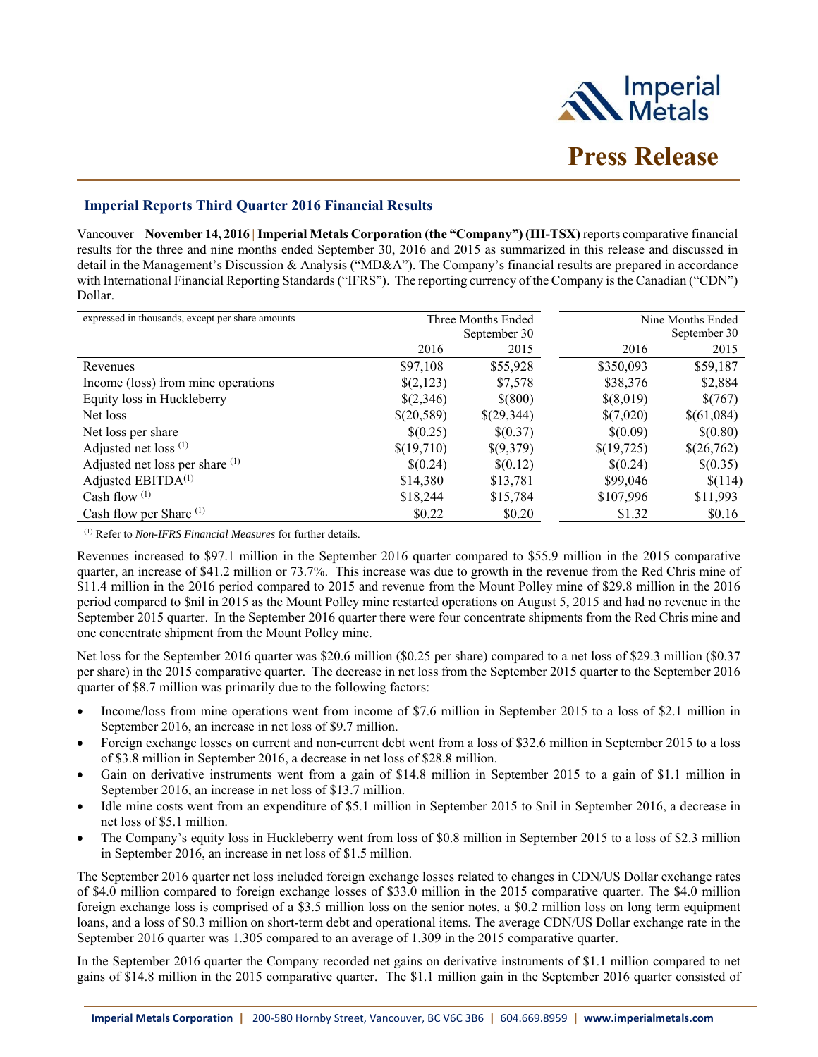# Press Release

## Imperial Reports Third Quarter 2016 Financial Results

Vancouver – **November 14, 2016** | **Imperial Metals Corporation (the "Company") (III-TSX)** reports comparative financial results for the three and nine months ended September 30, 2016 and 2015 as summarized in this release and discussed in detail in the Management's Discussion & Analysis ("MD&A"). The Company's financial results are prepared in accordance with International Financial Reporting Standards ("IFRS"). The reporting currency of the Company is the Canadian ("CDN") Dollar.

| expressed in thousands, except per share amounts | Three Months Ended September 30 | | Nine Months Ended September 30 | |
|---|---|---|---|---|
| | 2016 | 2015 | 2016 | 2015 |
| Revenues | $97,108 | $55,928 | $350,093 | $59,187 |
| Income (loss) from mine operations | $(2,123) | $7,578 | $38,376 | $2,884 |
| Equity loss in Huckleberry | $(2,346) | $(800) | $(8,019) | $(767) |
| Net loss | $(20,589) | $(29,344) | $(7,020) | $(61,084) |
| Net loss per share | $(0.25) | $(0.37) | $(0.09) | $(0.80) |
| Adjusted net loss [(1)] | $(19,710) | $(9,379) | $(19,725) | $(26,762) |
| Adjusted net loss per share [(1)] | $(0.24) | $(0.12) | $(0.24) | $(0.35) |
| Adjusted EBITDA[(1)] | $14,380 | $13,781 | $99,046 | $(114) |
| Cash flow [(1)] | $18,244 | $15,784 | $107,996 | $11,993 |
| Cash flow per Share [(1)] | $0.22 | $0.20 | $1.32 | $0.16 |

[(1)] Refer to *Non-IFRS Financial Measures* for further details.

Revenues increased to $97.1 million in the September 2016 quarter compared to $55.9 million in the 2015 comparative quarter, an increase of $41.2 million or 73.7%. This increase was due to growth in the revenue from the Red Chris mine of $11.4 million in the 2016 period compared to 2015 and revenue from the Mount Polley mine of $29.8 million in the 2016 period compared to $nil in 2015 as the Mount Polley mine restarted operations on August 5, 2015 and had no revenue in the September 2015 quarter. In the September 2016 quarter there were four concentrate shipments from the Red Chris mine and one concentrate shipment from the Mount Polley mine.

Net loss for the September 2016 quarter was $20.6 million ($0.25 per share) compared to a net loss of $29.3 million ($0.37 per share) in the 2015 comparative quarter. The decrease in net loss from the September 2015 quarter to the September 2016 quarter of $8.7 million was primarily due to the following factors:

- Income/loss from mine operations went from income of $7.6 million in September 2015 to a loss of $2.1 million in September 2016, an increase in net loss of $9.7 million.
- Foreign exchange losses on current and non-current debt went from a loss of $32.6 million in September 2015 to a loss of $3.8 million in September 2016, a decrease in net loss of $28.8 million.
- Gain on derivative instruments went from a gain of $14.8 million in September 2015 to a gain of $1.1 million in September 2016, an increase in net loss of $13.7 million.
- Idle mine costs went from an expenditure of $5.1 million in September 2015 to $nil in September 2016, a decrease in net loss of $5.1 million.
- The Company's equity loss in Huckleberry went from loss of $0.8 million in September 2015 to a loss of $2.3 million in September 2016, an increase in net loss of $1.5 million.

The September 2016 quarter net loss included foreign exchange losses related to changes in CDN/US Dollar exchange rates of $4.0 million compared to foreign exchange losses of $33.0 million in the 2015 comparative quarter. The $4.0 million foreign exchange loss is comprised of a $3.5 million loss on the senior notes, a $0.2 million loss on long term equipment loans, and a loss of $0.3 million on short-term debt and operational items. The average CDN/US Dollar exchange rate in the September 2016 quarter was 1.305 compared to an average of 1.309 in the 2015 comparative quarter.

In the September 2016 quarter the Company recorded net gains on derivative instruments of $1.1 million compared to net gains of $14.8 million in the 2015 comparative quarter. The $1.1 million gain in the September 2016 quarter consisted of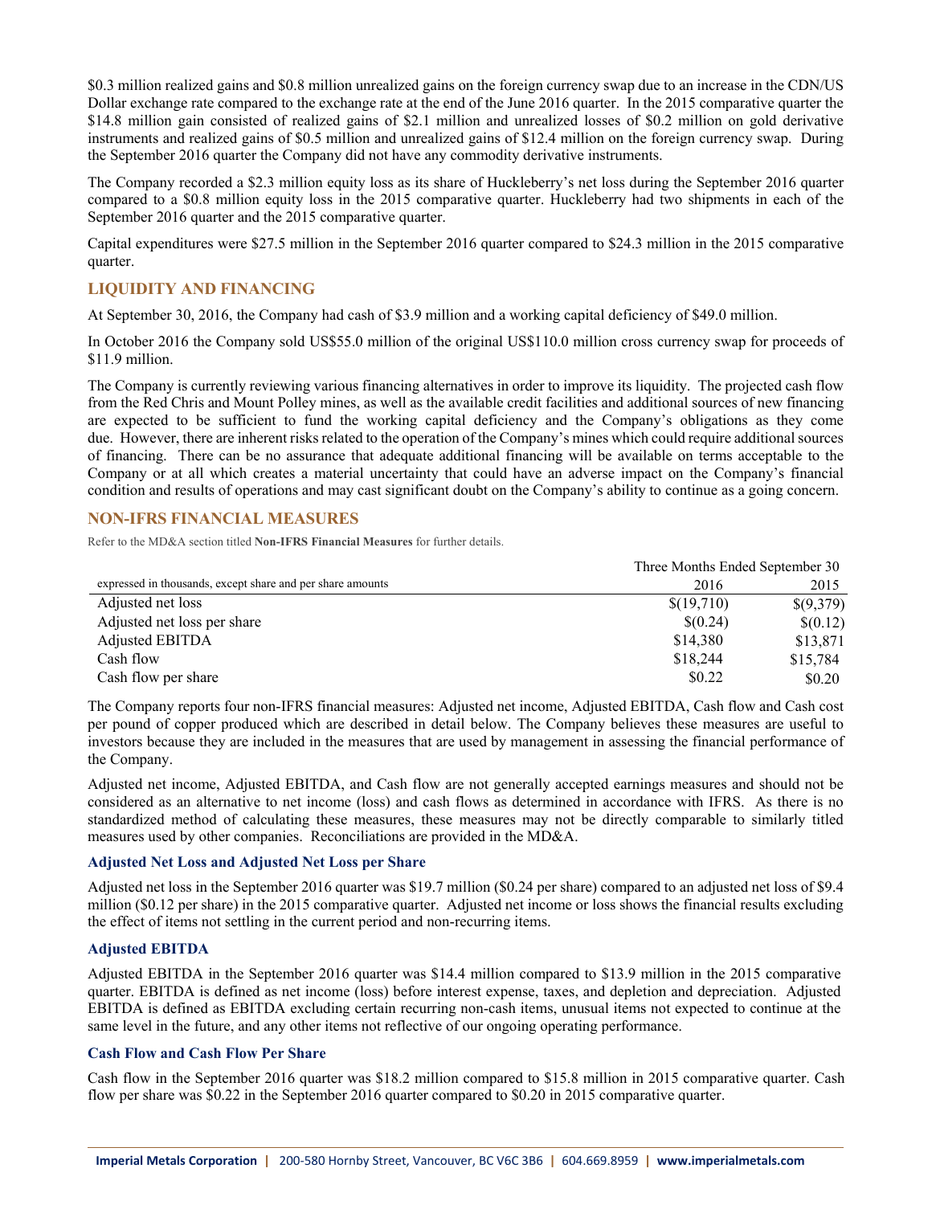$0.3 million realized gains and $0.8 million unrealized gains on the foreign currency swap due to an increase in the CDN/US Dollar exchange rate compared to the exchange rate at the end of the June 2016 quarter. In the 2015 comparative quarter the $14.8 million gain consisted of realized gains of $2.1 million and unrealized losses of $0.2 million on gold derivative instruments and realized gains of $0.5 million and unrealized gains of $12.4 million on the foreign currency swap. During the September 2016 quarter the Company did not have any commodity derivative instruments.

The Company recorded a $2.3 million equity loss as its share of Huckleberry's net loss during the September 2016 quarter compared to a $0.8 million equity loss in the 2015 comparative quarter. Huckleberry had two shipments in each of the September 2016 quarter and the 2015 comparative quarter.

Capital expenditures were $27.5 million in the September 2016 quarter compared to $24.3 million in the 2015 comparative quarter.

## LIQUIDITY AND FINANCING

At September 30, 2016, the Company had cash of $3.9 million and a working capital deficiency of $49.0 million.

In October 2016 the Company sold US$55.0 million of the original US$110.0 million cross currency swap for proceeds of $11.9 million.

The Company is currently reviewing various financing alternatives in order to improve its liquidity. The projected cash flow from the Red Chris and Mount Polley mines, as well as the available credit facilities and additional sources of new financing are expected to be sufficient to fund the working capital deficiency and the Company's obligations as they come due. However, there are inherent risks related to the operation of the Company's mines which could require additional sources of financing. There can be no assurance that adequate additional financing will be available on terms acceptable to the Company or at all which creates a material uncertainty that could have an adverse impact on the Company's financial condition and results of operations and may cast significant doubt on the Company's ability to continue as a going concern.

## NON-IFRS FINANCIAL MEASURES

Refer to the MD&A section titled **Non-IFRS Financial Measures** for further details.

| | Three Months Ended September 30 | |
|---|---|---|
| expressed in thousands, except share and per share amounts | 2016 | 2015 |
| Adjusted net loss | $(19,710) | $(9,379) |
| Adjusted net loss per share | $(0.24) | $(0.12) |
| Adjusted EBITDA | $14,380 | $13,871 |
| Cash flow | $18,244 | $15,784 |
| Cash flow per share | $0.22 | $0.20 |

The Company reports four non-IFRS financial measures: Adjusted net income, Adjusted EBITDA, Cash flow and Cash cost per pound of copper produced which are described in detail below. The Company believes these measures are useful to investors because they are included in the measures that are used by management in assessing the financial performance of the Company.

Adjusted net income, Adjusted EBITDA, and Cash flow are not generally accepted earnings measures and should not be considered as an alternative to net income (loss) and cash flows as determined in accordance with IFRS. As there is no standardized method of calculating these measures, these measures may not be directly comparable to similarly titled measures used by other companies. Reconciliations are provided in the MD&A.

### Adjusted Net Loss and Adjusted Net Loss per Share

Adjusted net loss in the September 2016 quarter was $19.7 million ($0.24 per share) compared to an adjusted net loss of $9.4 million ($0.12 per share) in the 2015 comparative quarter. Adjusted net income or loss shows the financial results excluding the effect of items not settling in the current period and non-recurring items.

### Adjusted EBITDA

Adjusted EBITDA in the September 2016 quarter was $14.4 million compared to $13.9 million in the 2015 comparative quarter. EBITDA is defined as net income (loss) before interest expense, taxes, and depletion and depreciation. Adjusted EBITDA is defined as EBITDA excluding certain recurring non-cash items, unusual items not expected to continue at the same level in the future, and any other items not reflective of our ongoing operating performance.

### Cash Flow and Cash Flow Per Share

Cash flow in the September 2016 quarter was $18.2 million compared to $15.8 million in 2015 comparative quarter. Cash flow per share was $0.22 in the September 2016 quarter compared to $0.20 in 2015 comparative quarter.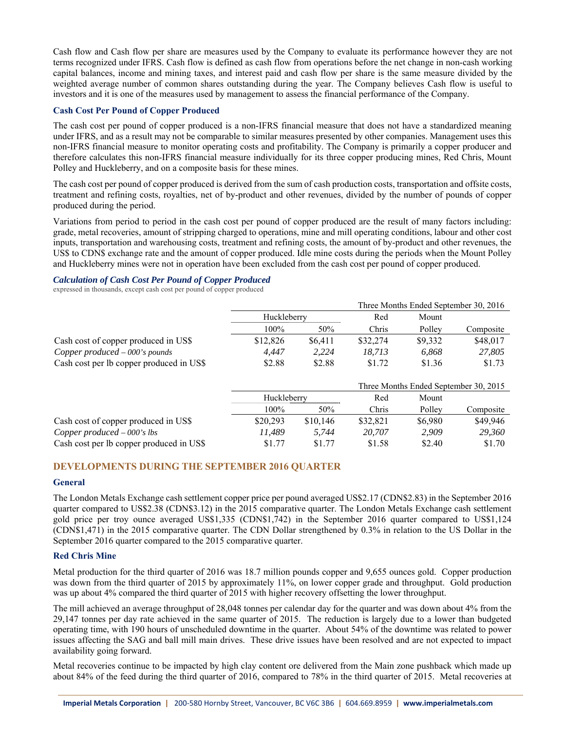Cash flow and Cash flow per share are measures used by the Company to evaluate its performance however they are not terms recognized under IFRS. Cash flow is defined as cash flow from operations before the net change in non-cash working capital balances, income and mining taxes, and interest paid and cash flow per share is the same measure divided by the weighted average number of common shares outstanding during the year. The Company believes Cash flow is useful to investors and it is one of the measures used by management to assess the financial performance of the Company.

### Cash Cost Per Pound of Copper Produced

The cash cost per pound of copper produced is a non-IFRS financial measure that does not have a standardized meaning under IFRS, and as a result may not be comparable to similar measures presented by other companies. Management uses this non-IFRS financial measure to monitor operating costs and profitability. The Company is primarily a copper producer and therefore calculates this non-IFRS financial measure individually for its three copper producing mines, Red Chris, Mount Polley and Huckleberry, and on a composite basis for these mines.

The cash cost per pound of copper produced is derived from the sum of cash production costs, transportation and offsite costs, treatment and refining costs, royalties, net of by-product and other revenues, divided by the number of pounds of copper produced during the period.

Variations from period to period in the cash cost per pound of copper produced are the result of many factors including: grade, metal recoveries, amount of stripping charged to operations, mine and mill operating conditions, labour and other cost inputs, transportation and warehousing costs, treatment and refining costs, the amount of by-product and other revenues, the US$ to CDN$ exchange rate and the amount of copper produced. Idle mine costs during the periods when the Mount Polley and Huckleberry mines were not in operation have been excluded from the cash cost per pound of copper produced.

***Calculation of Cash Cost Per Pound of Copper Produced***

expressed in thousands, except cash cost per pound of copper produced

| | Three Months Ended September 30, 2016 | | | | |
|---|---|---|---|---|---|
| | Huckleberry | | Red | Mount | |
| | 100% | 50% | Chris | Polley | Composite |
| Cash cost of copper produced in US$ | $12,826 | $6,411 | $32,274 | $9,332 | $48,017 |
| *Copper produced – 000's pounds* | *4,447* | *2,224* | *18,713* | *6,868* | *27,805* |
| Cash cost per lb copper produced in US$ | $2.88 | $2.88 | $1.72 | $1.36 | $1.73 |

| | Three Months Ended September 30, 2015 | | | | |
|---|---|---|---|---|---|
| | Huckleberry | | Red | Mount | |
| | 100% | 50% | Chris | Polley | Composite |
| Cash cost of copper produced in US$ | $20,293 | $10,146 | $32,821 | $6,980 | $49,946 |
| *Copper produced – 000's lbs* | *11,489* | *5,744* | *20,707* | *2,909* | *29,360* |
| Cash cost per lb copper produced in US$ | $1.77 | $1.77 | $1.58 | $2.40 | $1.70 |

## DEVELOPMENTS DURING THE SEPTEMBER 2016 QUARTER

### General

The London Metals Exchange cash settlement copper price per pound averaged US$2.17 (CDN$2.83) in the September 2016 quarter compared to US$2.38 (CDN$3.12) in the 2015 comparative quarter. The London Metals Exchange cash settlement gold price per troy ounce averaged US$1,335 (CDN$1,742) in the September 2016 quarter compared to US$1,124 (CDN$1,471) in the 2015 comparative quarter. The CDN Dollar strengthened by 0.3% in relation to the US Dollar in the September 2016 quarter compared to the 2015 comparative quarter.

### Red Chris Mine

Metal production for the third quarter of 2016 was 18.7 million pounds copper and 9,655 ounces gold. Copper production was down from the third quarter of 2015 by approximately 11%, on lower copper grade and throughput. Gold production was up about 4% compared the third quarter of 2015 with higher recovery offsetting the lower throughput.

The mill achieved an average throughput of 28,048 tonnes per calendar day for the quarter and was down about 4% from the 29,147 tonnes per day rate achieved in the same quarter of 2015. The reduction is largely due to a lower than budgeted operating time, with 190 hours of unscheduled downtime in the quarter. About 54% of the downtime was related to power issues affecting the SAG and ball mill main drives. These drive issues have been resolved and are not expected to impact availability going forward.

Metal recoveries continue to be impacted by high clay content ore delivered from the Main zone pushback which made up about 84% of the feed during the third quarter of 2016, compared to 78% in the third quarter of 2015. Metal recoveries at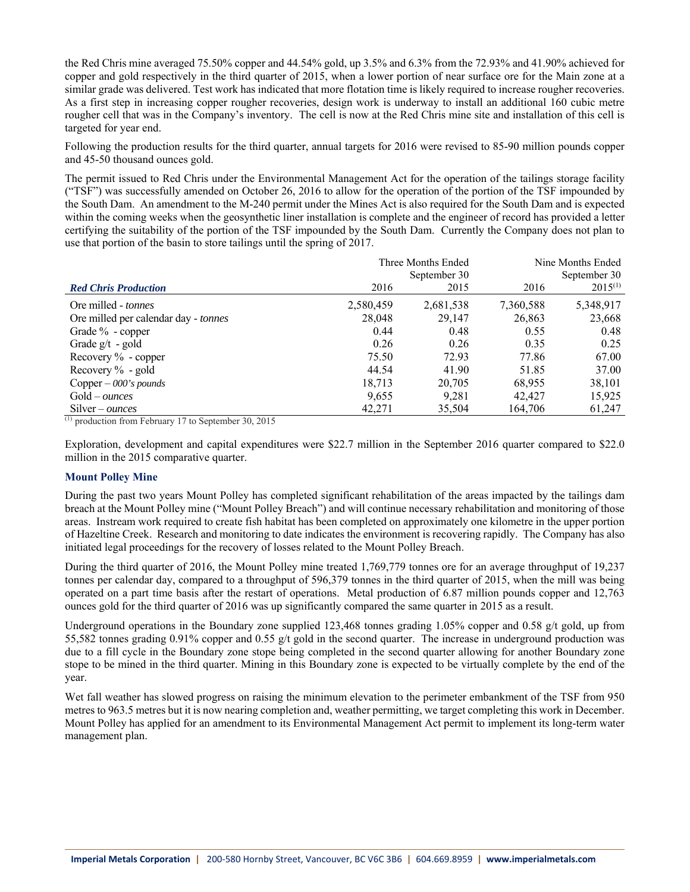the Red Chris mine averaged 75.50% copper and 44.54% gold, up 3.5% and 6.3% from the 72.93% and 41.90% achieved for copper and gold respectively in the third quarter of 2015, when a lower portion of near surface ore for the Main zone at a similar grade was delivered. Test work has indicated that more flotation time is likely required to increase rougher recoveries. As a first step in increasing copper rougher recoveries, design work is underway to install an additional 160 cubic metre rougher cell that was in the Company's inventory. The cell is now at the Red Chris mine site and installation of this cell is targeted for year end.

Following the production results for the third quarter, annual targets for 2016 were revised to 85-90 million pounds copper and 45-50 thousand ounces gold.

The permit issued to Red Chris under the Environmental Management Act for the operation of the tailings storage facility ("TSF") was successfully amended on October 26, 2016 to allow for the operation of the portion of the TSF impounded by the South Dam. An amendment to the M-240 permit under the Mines Act is also required for the South Dam and is expected within the coming weeks when the geosynthetic liner installation is complete and the engineer of record has provided a letter certifying the suitability of the portion of the TSF impounded by the South Dam. Currently the Company does not plan to use that portion of the basin to store tailings until the spring of 2017.

| | Three Months Ended September 30 | | Nine Months Ended September 30 | |
|---|---|---|---|---|
| ***Red Chris Production*** | 2016 | 2015 | 2016 | 2015[1] |
| Ore milled - *tonnes* | 2,580,459 | 2,681,538 | 7,360,588 | 5,348,917 |
| Ore milled per calendar day - *tonnes* | 28,048 | 29,147 | 26,863 | 23,668 |
| Grade % - copper | 0.44 | 0.48 | 0.55 | 0.48 |
| Grade g/t - gold | 0.26 | 0.26 | 0.35 | 0.25 |
| Recovery % - copper | 75.50 | 72.93 | 77.86 | 67.00 |
| Recovery % - gold | 44.54 | 41.90 | 51.85 | 37.00 |
| Copper – *000's pounds* | 18,713 | 20,705 | 68,955 | 38,101 |
| Gold – *ounces* | 9,655 | 9,281 | 42,427 | 15,925 |
| Silver – *ounces* | 42,271 | 35,504 | 164,706 | 61,247 |

[1] production from February 17 to September 30, 2015

Exploration, development and capital expenditures were $22.7 million in the September 2016 quarter compared to $22.0 million in the 2015 comparative quarter.

### Mount Polley Mine

During the past two years Mount Polley has completed significant rehabilitation of the areas impacted by the tailings dam breach at the Mount Polley mine ("Mount Polley Breach") and will continue necessary rehabilitation and monitoring of those areas. Instream work required to create fish habitat has been completed on approximately one kilometre in the upper portion of Hazeltine Creek. Research and monitoring to date indicates the environment is recovering rapidly. The Company has also initiated legal proceedings for the recovery of losses related to the Mount Polley Breach.

During the third quarter of 2016, the Mount Polley mine treated 1,769,779 tonnes ore for an average throughput of 19,237 tonnes per calendar day, compared to a throughput of 596,379 tonnes in the third quarter of 2015, when the mill was being operated on a part time basis after the restart of operations. Metal production of 6.87 million pounds copper and 12,763 ounces gold for the third quarter of 2016 was up significantly compared the same quarter in 2015 as a result.

Underground operations in the Boundary zone supplied 123,468 tonnes grading 1.05% copper and 0.58 g/t gold, up from 55,582 tonnes grading 0.91% copper and 0.55 g/t gold in the second quarter. The increase in underground production was due to a fill cycle in the Boundary zone stope being completed in the second quarter allowing for another Boundary zone stope to be mined in the third quarter. Mining in this Boundary zone is expected to be virtually complete by the end of the year.

Wet fall weather has slowed progress on raising the minimum elevation to the perimeter embankment of the TSF from 950 metres to 963.5 metres but it is now nearing completion and, weather permitting, we target completing this work in December. Mount Polley has applied for an amendment to its Environmental Management Act permit to implement its long-term water management plan.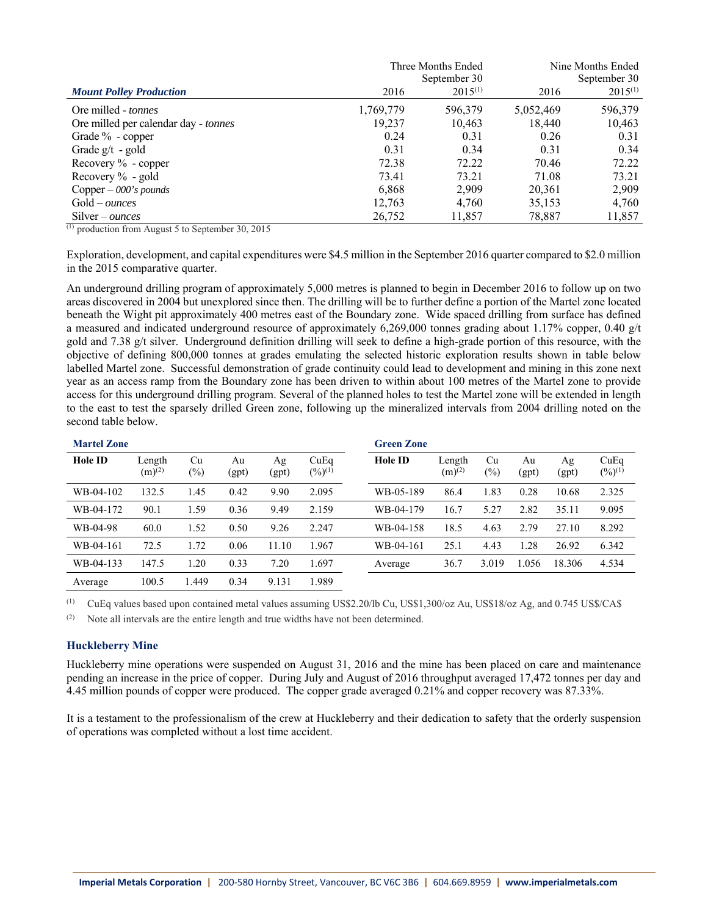| ***Mount Polley Production*** | Three Months Ended September 30 2016 | Three Months Ended September 30 2015[(1)] | Nine Months Ended September 30 2016 | Nine Months Ended September 30 2015[(1)] |
|---|---|---|---|---|
| Ore milled - *tonnes* | 1,769,779 | 596,379 | 5,052,469 | 596,379 |
| Ore milled per calendar day - *tonnes* | 19,237 | 10,463 | 18,440 | 10,463 |
| Grade % - copper | 0.24 | 0.31 | 0.26 | 0.31 |
| Grade g/t - gold | 0.31 | 0.34 | 0.31 | 0.34 |
| Recovery % - copper | 72.38 | 72.22 | 70.46 | 72.22 |
| Recovery % - gold | 73.41 | 73.21 | 71.08 | 73.21 |
| Copper – *000's pounds* | 6,868 | 2,909 | 20,361 | 2,909 |
| Gold – *ounces* | 12,763 | 4,760 | 35,153 | 4,760 |
| Silver – *ounces* | 26,752 | 11,857 | 78,887 | 11,857 |

(1) production from August 5 to September 30, 2015

Exploration, development, and capital expenditures were $4.5 million in the September 2016 quarter compared to $2.0 million in the 2015 comparative quarter.

An underground drilling program of approximately 5,000 metres is planned to begin in December 2016 to follow up on two areas discovered in 2004 but unexplored since then. The drilling will be to further define a portion of the Martel zone located beneath the Wight pit approximately 400 metres east of the Boundary zone. Wide spaced drilling from surface has defined a measured and indicated underground resource of approximately 6,269,000 tonnes grading about 1.17% copper, 0.40 g/t gold and 7.38 g/t silver. Underground definition drilling will seek to define a high-grade portion of this resource, with the objective of defining 800,000 tonnes at grades emulating the selected historic exploration results shown in table below labelled Martel zone. Successful demonstration of grade continuity could lead to development and mining in this zone next year as an access ramp from the Boundary zone has been driven to within about 100 metres of the Martel zone to provide access for this underground drilling program. Several of the planned holes to test the Martel zone will be extended in length to the east to test the sparsely drilled Green zone, following up the mineralized intervals from 2004 drilling noted on the second table below.

**Martel Zone**

| Hole ID | Length (m)[(2)] | Cu (%) | Au (gpt) | Ag (gpt) | CuEq (%)[(1)] |
|---|---|---|---|---|---|
| WB-04-102 | 132.5 | 1.45 | 0.42 | 9.90 | 2.095 |
| WB-04-172 | 90.1 | 1.59 | 0.36 | 9.49 | 2.159 |
| WB-04-98 | 60.0 | 1.52 | 0.50 | 9.26 | 2.247 |
| WB-04-161 | 72.5 | 1.72 | 0.06 | 11.10 | 1.967 |
| WB-04-133 | 147.5 | 1.20 | 0.33 | 7.20 | 1.697 |
| Average | 100.5 | 1.449 | 0.34 | 9.131 | 1.989 |

**Green Zone**

| Hole ID | Length (m)[(2)] | Cu (%) | Au (gpt) | Ag (gpt) | CuEq (%)[(1)] |
|---|---|---|---|---|---|
| WB-05-189 | 86.4 | 1.83 | 0.28 | 10.68 | 2.325 |
| WB-04-179 | 16.7 | 5.27 | 2.82 | 35.11 | 9.095 |
| WB-04-158 | 18.5 | 4.63 | 2.79 | 27.10 | 8.292 |
| WB-04-161 | 25.1 | 4.43 | 1.28 | 26.92 | 6.342 |
| Average | 36.7 | 3.019 | 1.056 | 18.306 | 4.534 |

(1) CuEq values based upon contained metal values assuming US$2.20/lb Cu, US$1,300/oz Au, US$18/oz Ag, and 0.745 US$/CA$

(2) Note all intervals are the entire length and true widths have not been determined.

### Huckleberry Mine

Huckleberry mine operations were suspended on August 31, 2016 and the mine has been placed on care and maintenance pending an increase in the price of copper. During July and August of 2016 throughput averaged 17,472 tonnes per day and 4.45 million pounds of copper were produced. The copper grade averaged 0.21% and copper recovery was 87.33%.

It is a testament to the professionalism of the crew at Huckleberry and their dedication to safety that the orderly suspension of operations was completed without a lost time accident.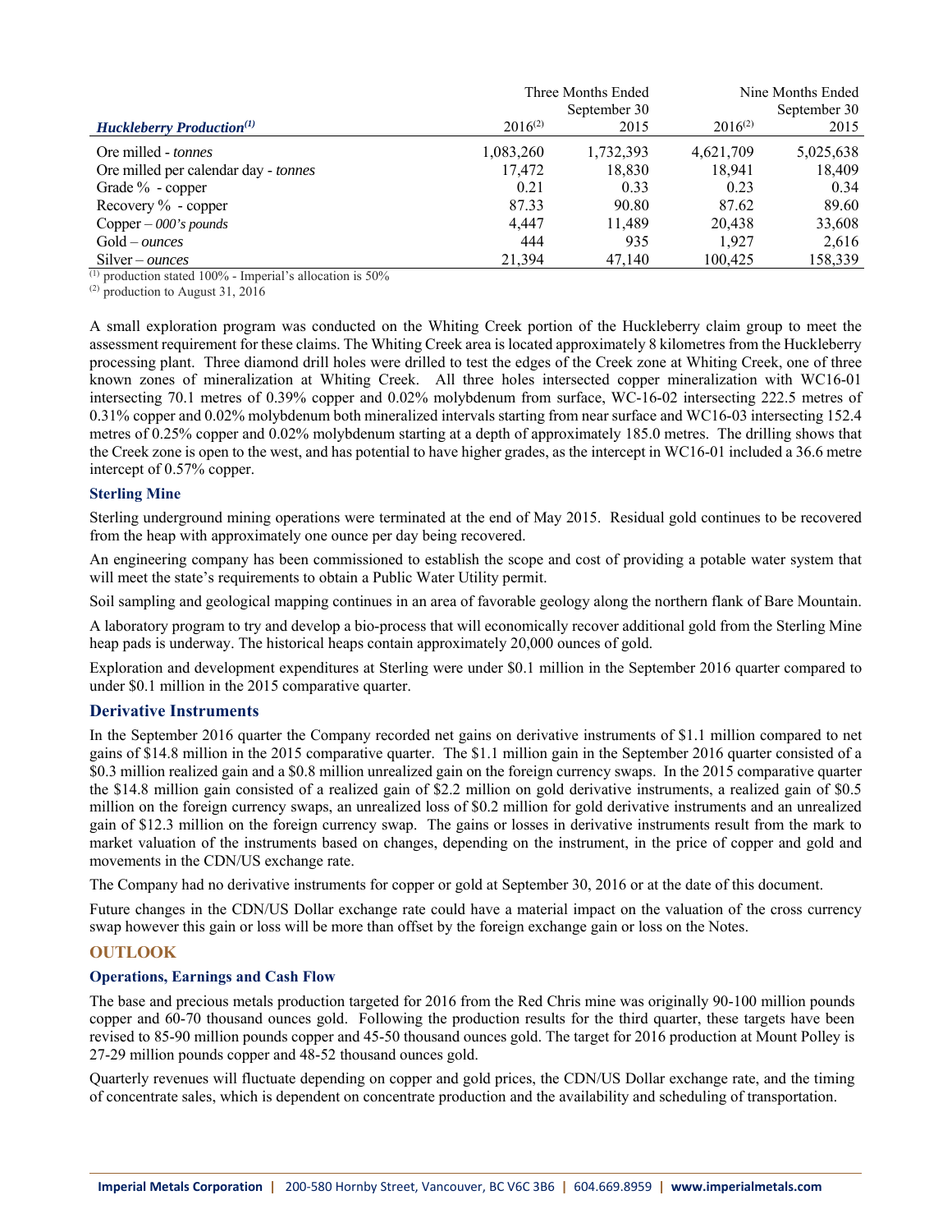| *Huckleberry Production*[1] | Three Months Ended September 30 2016[2] | 2015 | Nine Months Ended September 30 2016[2] | 2015 |
|---|---|---|---|---|
| Ore milled - *tonnes* | 1,083,260 | 1,732,393 | 4,621,709 | 5,025,638 |
| Ore milled per calendar day - *tonnes* | 17,472 | 18,830 | 18,941 | 18,409 |
| Grade % - copper | 0.21 | 0.33 | 0.23 | 0.34 |
| Recovery % - copper | 87.33 | 90.80 | 87.62 | 89.60 |
| Copper – *000's pounds* | 4,447 | 11,489 | 20,438 | 33,608 |
| Gold – *ounces* | 444 | 935 | 1,927 | 2,616 |
| Silver – *ounces* | 21,394 | 47,140 | 100,425 | 158,339 |

[1] production stated 100% - Imperial's allocation is 50%
[2] production to August 31, 2016

A small exploration program was conducted on the Whiting Creek portion of the Huckleberry claim group to meet the assessment requirement for these claims. The Whiting Creek area is located approximately 8 kilometres from the Huckleberry processing plant. Three diamond drill holes were drilled to test the edges of the Creek zone at Whiting Creek, one of three known zones of mineralization at Whiting Creek. All three holes intersected copper mineralization with WC16-01 intersecting 70.1 metres of 0.39% copper and 0.02% molybdenum from surface, WC-16-02 intersecting 222.5 metres of 0.31% copper and 0.02% molybdenum both mineralized intervals starting from near surface and WC16-03 intersecting 152.4 metres of 0.25% copper and 0.02% molybdenum starting at a depth of approximately 185.0 metres. The drilling shows that the Creek zone is open to the west, and has potential to have higher grades, as the intercept in WC16-01 included a 36.6 metre intercept of 0.57% copper.

### Sterling Mine

Sterling underground mining operations were terminated at the end of May 2015. Residual gold continues to be recovered from the heap with approximately one ounce per day being recovered.

An engineering company has been commissioned to establish the scope and cost of providing a potable water system that will meet the state's requirements to obtain a Public Water Utility permit.

Soil sampling and geological mapping continues in an area of favorable geology along the northern flank of Bare Mountain.

A laboratory program to try and develop a bio-process that will economically recover additional gold from the Sterling Mine heap pads is underway. The historical heaps contain approximately 20,000 ounces of gold.

Exploration and development expenditures at Sterling were under $0.1 million in the September 2016 quarter compared to under $0.1 million in the 2015 comparative quarter.

## Derivative Instruments

In the September 2016 quarter the Company recorded net gains on derivative instruments of $1.1 million compared to net gains of $14.8 million in the 2015 comparative quarter. The $1.1 million gain in the September 2016 quarter consisted of a $0.3 million realized gain and a $0.8 million unrealized gain on the foreign currency swaps. In the 2015 comparative quarter the $14.8 million gain consisted of a realized gain of $2.2 million on gold derivative instruments, a realized gain of $0.5 million on the foreign currency swaps, an unrealized loss of $0.2 million for gold derivative instruments and an unrealized gain of $12.3 million on the foreign currency swap. The gains or losses in derivative instruments result from the mark to market valuation of the instruments based on changes, depending on the instrument, in the price of copper and gold and movements in the CDN/US exchange rate.

The Company had no derivative instruments for copper or gold at September 30, 2016 or at the date of this document.

Future changes in the CDN/US Dollar exchange rate could have a material impact on the valuation of the cross currency swap however this gain or loss will be more than offset by the foreign exchange gain or loss on the Notes.

## OUTLOOK

### Operations, Earnings and Cash Flow

The base and precious metals production targeted for 2016 from the Red Chris mine was originally 90-100 million pounds copper and 60-70 thousand ounces gold. Following the production results for the third quarter, these targets have been revised to 85-90 million pounds copper and 45-50 thousand ounces gold. The target for 2016 production at Mount Polley is 27-29 million pounds copper and 48-52 thousand ounces gold.

Quarterly revenues will fluctuate depending on copper and gold prices, the CDN/US Dollar exchange rate, and the timing of concentrate sales, which is dependent on concentrate production and the availability and scheduling of transportation.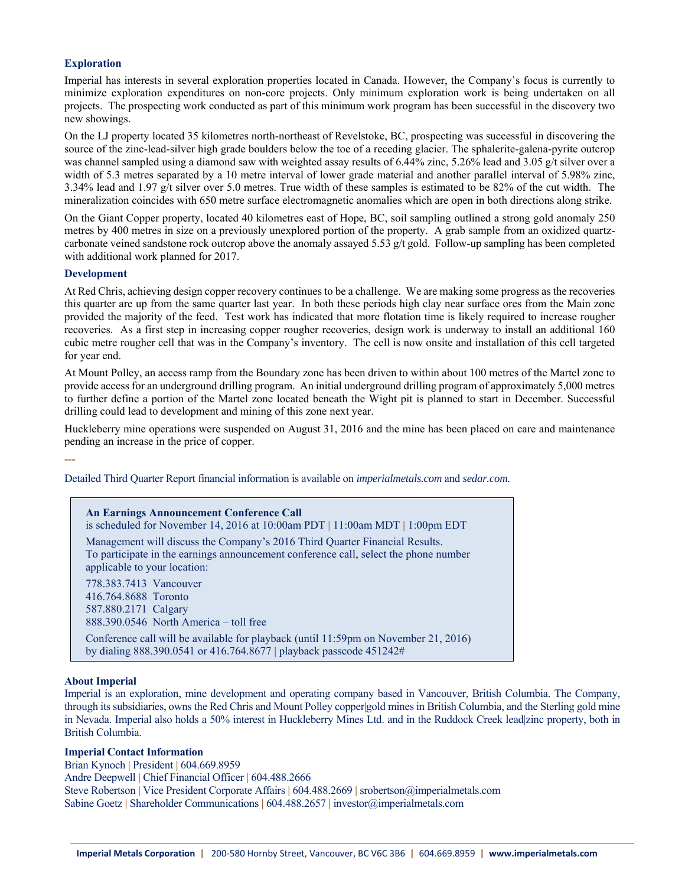### Exploration

Imperial has interests in several exploration properties located in Canada. However, the Company's focus is currently to minimize exploration expenditures on non-core projects. Only minimum exploration work is being undertaken on all projects. The prospecting work conducted as part of this minimum work program has been successful in the discovery two new showings.

On the LJ property located 35 kilometres north-northeast of Revelstoke, BC, prospecting was successful in discovering the source of the zinc-lead-silver high grade boulders below the toe of a receding glacier. The sphalerite-galena-pyrite outcrop was channel sampled using a diamond saw with weighted assay results of 6.44% zinc, 5.26% lead and 3.05 g/t silver over a width of 5.3 metres separated by a 10 metre interval of lower grade material and another parallel interval of 5.98% zinc, 3.34% lead and 1.97 g/t silver over 5.0 metres. True width of these samples is estimated to be 82% of the cut width. The mineralization coincides with 650 metre surface electromagnetic anomalies which are open in both directions along strike.

On the Giant Copper property, located 40 kilometres east of Hope, BC, soil sampling outlined a strong gold anomaly 250 metres by 400 metres in size on a previously unexplored portion of the property. A grab sample from an oxidized quartz-carbonate veined sandstone rock outcrop above the anomaly assayed 5.53 g/t gold. Follow-up sampling has been completed with additional work planned for 2017.

### Development

At Red Chris, achieving design copper recovery continues to be a challenge. We are making some progress as the recoveries this quarter are up from the same quarter last year. In both these periods high clay near surface ores from the Main zone provided the majority of the feed. Test work has indicated that more flotation time is likely required to increase rougher recoveries. As a first step in increasing copper rougher recoveries, design work is underway to install an additional 160 cubic metre rougher cell that was in the Company's inventory. The cell is now onsite and installation of this cell targeted for year end.

At Mount Polley, an access ramp from the Boundary zone has been driven to within about 100 metres of the Martel zone to provide access for an underground drilling program. An initial underground drilling program of approximately 5,000 metres to further define a portion of the Martel zone located beneath the Wight pit is planned to start in December. Successful drilling could lead to development and mining of this zone next year.

Huckleberry mine operations were suspended on August 31, 2016 and the mine has been placed on care and maintenance pending an increase in the price of copper.

---

Detailed Third Quarter Report financial information is available on *imperialmetals.com* and *sedar.com.*

**An Earnings Announcement Conference Call**
is scheduled for November 14, 2016 at 10:00am PDT | 11:00am MDT | 1:00pm EDT

Management will discuss the Company's 2016 Third Quarter Financial Results.
To participate in the earnings announcement conference call, select the phone number applicable to your location:

778.383.7413 Vancouver
416.764.8688 Toronto
587.880.2171 Calgary
888.390.0546 North America – toll free

Conference call will be available for playback (until 11:59pm on November 21, 2016) by dialing 888.390.0541 or 416.764.8677 | playback passcode 451242#

**About Imperial**
Imperial is an exploration, mine development and operating company based in Vancouver, British Columbia. The Company, through its subsidiaries, owns the Red Chris and Mount Polley copper|gold mines in British Columbia, and the Sterling gold mine in Nevada. Imperial also holds a 50% interest in Huckleberry Mines Ltd. and in the Ruddock Creek lead|zinc property, both in British Columbia.

**Imperial Contact Information**
Brian Kynoch | President | 604.669.8959
Andre Deepwell | Chief Financial Officer | 604.488.2666
Steve Robertson | Vice President Corporate Affairs | 604.488.2669 | srobertson@imperialmetals.com
Sabine Goetz | Shareholder Communications | 604.488.2657 | investor@imperialmetals.com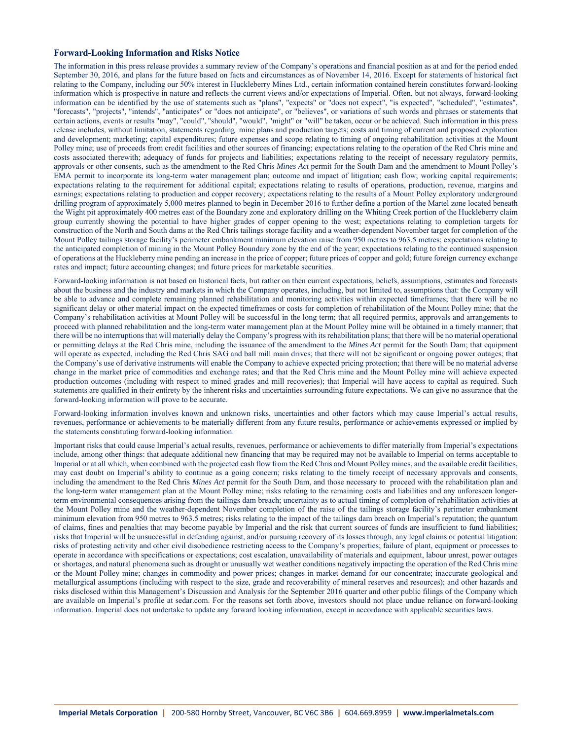### Forward-Looking Information and Risks Notice

The information in this press release provides a summary review of the Company's operations and financial position as at and for the period ended September 30, 2016, and plans for the future based on facts and circumstances as of November 14, 2016. Except for statements of historical fact relating to the Company, including our 50% interest in Huckleberry Mines Ltd., certain information contained herein constitutes forward-looking information which is prospective in nature and reflects the current views and/or expectations of Imperial. Often, but not always, forward-looking information can be identified by the use of statements such as "plans", "expects" or "does not expect", "is expected", "scheduled", "estimates", "forecasts", "projects", "intends", "anticipates" or "does not anticipate", or "believes", or variations of such words and phrases or statements that certain actions, events or results "may", "could", "should", "would", "might" or "will" be taken, occur or be achieved. Such information in this press release includes, without limitation, statements regarding: mine plans and production targets; costs and timing of current and proposed exploration and development; marketing; capital expenditures; future expenses and scope relating to timing of ongoing rehabilitation activities at the Mount Polley mine; use of proceeds from credit facilities and other sources of financing; expectations relating to the operation of the Red Chris mine and costs associated therewith; adequacy of funds for projects and liabilities; expectations relating to the receipt of necessary regulatory permits, approvals or other consents, such as the amendment to the Red Chris *Mines Act* permit for the South Dam and the amendment to Mount Polley's EMA permit to incorporate its long-term water management plan; outcome and impact of litigation; cash flow; working capital requirements; expectations relating to the requirement for additional capital; expectations relating to results of operations, production, revenue, margins and earnings; expectations relating to production and copper recovery; expectations relating to the results of a Mount Polley exploratory underground drilling program of approximately 5,000 metres planned to begin in December 2016 to further define a portion of the Martel zone located beneath the Wight pit approximately 400 metres east of the Boundary zone and exploratory drilling on the Whiting Creek portion of the Huckleberry claim group currently showing the potential to have higher grades of copper opening to the west; expectations relating to completion targets for construction of the North and South dams at the Red Chris tailings storage facility and a weather-dependent November target for completion of the Mount Polley tailings storage facility's perimeter embankment minimum elevation raise from 950 metres to 963.5 metres; expectations relating to the anticipated completion of mining in the Mount Polley Boundary zone by the end of the year; expectations relating to the continued suspension of operations at the Huckleberry mine pending an increase in the price of copper; future prices of copper and gold; future foreign currency exchange rates and impact; future accounting changes; and future prices for marketable securities.

Forward-looking information is not based on historical facts, but rather on then current expectations, beliefs, assumptions, estimates and forecasts about the business and the industry and markets in which the Company operates, including, but not limited to, assumptions that: the Company will be able to advance and complete remaining planned rehabilitation and monitoring activities within expected timeframes; that there will be no significant delay or other material impact on the expected timeframes or costs for completion of rehabilitation of the Mount Polley mine; that the Company's rehabilitation activities at Mount Polley will be successful in the long term; that all required permits, approvals and arrangements to proceed with planned rehabilitation and the long-term water management plan at the Mount Polley mine will be obtained in a timely manner; that there will be no interruptions that will materially delay the Company's progress with its rehabilitation plans; that there will be no material operational or permitting delays at the Red Chris mine, including the issuance of the amendment to the *Mines Act* permit for the South Dam; that equipment will operate as expected, including the Red Chris SAG and ball mill main drives; that there will not be significant or ongoing power outages; that the Company's use of derivative instruments will enable the Company to achieve expected pricing protection; that there will be no material adverse change in the market price of commodities and exchange rates; and that the Red Chris mine and the Mount Polley mine will achieve expected production outcomes (including with respect to mined grades and mill recoveries); that Imperial will have access to capital as required. Such statements are qualified in their entirety by the inherent risks and uncertainties surrounding future expectations. We can give no assurance that the forward-looking information will prove to be accurate.

Forward-looking information involves known and unknown risks, uncertainties and other factors which may cause Imperial's actual results, revenues, performance or achievements to be materially different from any future results, performance or achievements expressed or implied by the statements constituting forward-looking information.

Important risks that could cause Imperial's actual results, revenues, performance or achievements to differ materially from Imperial's expectations include, among other things: that adequate additional new financing that may be required may not be available to Imperial on terms acceptable to Imperial or at all which, when combined with the projected cash flow from the Red Chris and Mount Polley mines, and the available credit facilities, may cast doubt on Imperial's ability to continue as a going concern; risks relating to the timely receipt of necessary approvals and consents, including the amendment to the Red Chris *Mines Act* permit for the South Dam, and those necessary to proceed with the rehabilitation plan and the long-term water management plan at the Mount Polley mine; risks relating to the remaining costs and liabilities and any unforeseen longer-term environmental consequences arising from the tailings dam breach; uncertainty as to actual timing of completion of rehabilitation activities at the Mount Polley mine and the weather-dependent November completion of the raise of the tailings storage facility's perimeter embankment minimum elevation from 950 metres to 963.5 metres; risks relating to the impact of the tailings dam breach on Imperial's reputation; the quantum of claims, fines and penalties that may become payable by Imperial and the risk that current sources of funds are insufficient to fund liabilities; risks that Imperial will be unsuccessful in defending against, and/or pursuing recovery of its losses through, any legal claims or potential litigation; risks of protesting activity and other civil disobedience restricting access to the Company's properties; failure of plant, equipment or processes to operate in accordance with specifications or expectations; cost escalation, unavailability of materials and equipment, labour unrest, power outages or shortages, and natural phenomena such as drought or unusually wet weather conditions negatively impacting the operation of the Red Chris mine or the Mount Polley mine; changes in commodity and power prices; changes in market demand for our concentrate; inaccurate geological and metallurgical assumptions (including with respect to the size, grade and recoverability of mineral reserves and resources); and other hazards and risks disclosed within this Management's Discussion and Analysis for the September 2016 quarter and other public filings of the Company which are available on Imperial's profile at sedar.com. For the reasons set forth above, investors should not place undue reliance on forward-looking information. Imperial does not undertake to update any forward looking information, except in accordance with applicable securities laws.

**Imperial Metals Corporation** | 200-580 Hornby Street, Vancouver, BC V6C 3B6 | 604.669.8959 | **www.imperialmetals.com**